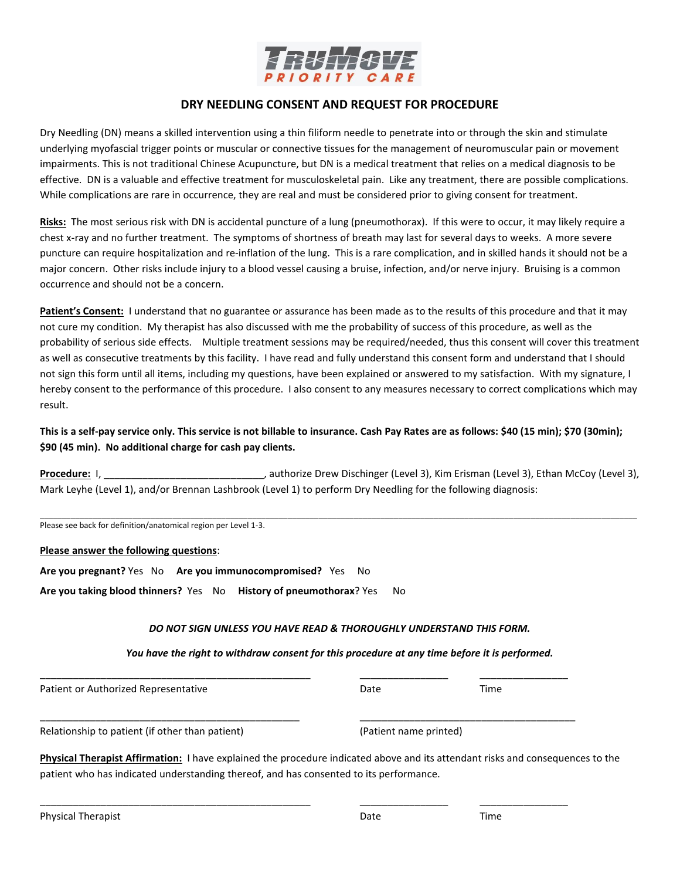TRUMOVE PRIORITY CARE

## DRY NEEDLING CONSENT AND REQUEST FOR PROCEDURE

Dry Needling (DN) means a skilled intervention using a thin filiform needle to penetrate into or through the skin and stimulate underlying myofascial trigger points or muscular or connective tissues for the management of neuromuscular pain or movement impairments. This is not traditional Chinese Acupuncture, but DN is a medical treatment that relies on a medical diagnosis to be effective. DN is a valuable and effective treatment for musculoskeletal pain. Like any treatment, there are possible complications. While complications are rare in occurrence, they are real and must be considered prior to giving consent for treatment.

**Risks:** The most serious risk with DN is accidental puncture of a lung (pneumothorax). If this were to occur, it may likely require a chest x-ray and no further treatment. The symptoms of shortness of breath may last for several days to weeks. A more severe puncture can require hospitalization and re-inflation of the lung. This is a rare complication, and in skilled hands it should not be a major concern. Other risks include injury to a blood vessel causing a bruise, infection, and/or nerve injury. Bruising is a common occurrence and should not be a concern.

**Patient's Consent:** I understand that no guarantee or assurance has been made as to the results of this procedure and that it may not cure my condition. My therapist has also discussed with me the probability of success of this procedure, as well as the probability of serious side effects. Multiple treatment sessions may be required/needed, thus this consent will cover this treatment as well as consecutive treatments by this facility. I have read and fully understand this consent form and understand that I should not sign this form until all items, including my questions, have been explained or answered to my satisfaction. With my signature, I hereby consent to the performance of this procedure. I also consent to any measures necessary to correct complications which may result.

**This is a self-pay service only. This service is not billable to insurance. Cash Pay Rates are as follows: $40 (15 min); $70 (30min); $90 (45 min). No additional charge for cash pay clients.**

**Procedure:** I, ______________________________, authorize Drew Dischinger (Level 3), Kim Erisman (Level 3), Ethan McCoy (Level 3), Mark Leyhe (Level 1), and/or Brennan Lashbrook (Level 1) to perform Dry Needling for the following diagnosis:

______________________________________________________________________________

Please see back for definition/anatomical region per Level 1-3.

**Please answer the following questions**:

**Are you pregnant?** Yes No **Are you immunocompromised?** Yes No

**Are you taking blood thinners?** Yes No **History of pneumothorax**? Yes No

***DO NOT SIGN UNLESS YOU HAVE READ & THOROUGHLY UNDERSTAND THIS FORM.***

***You have the right to withdraw consent for this procedure at any time before it is performed.***

_______________________________________ _______________ _______________

Patient or Authorized Representative Date Time

_______________________________________ _______________________________________

Relationship to patient (if other than patient) (Patient name printed)

**Physical Therapist Affirmation:** I have explained the procedure indicated above and its attendant risks and consequences to the patient who has indicated understanding thereof, and has consented to its performance.

_______________________________________ _______________ _______________

Physical Therapist Date Time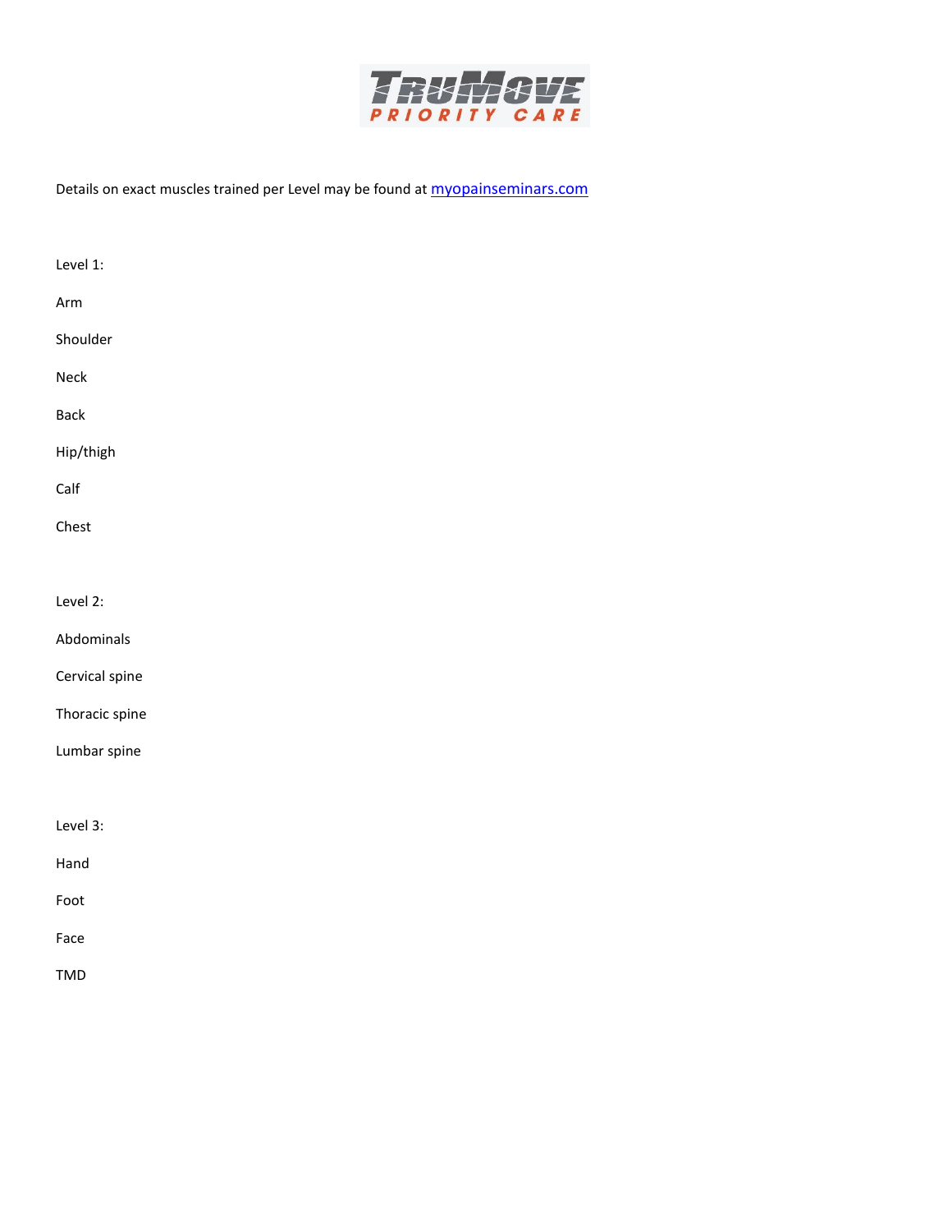TRUMOVE PRIORITY CARE

Details on exact muscles trained per Level may be found at [myopainseminars.com](myopainseminars.com)

Level 1:

Arm

Shoulder

Neck

Back

Hip/thigh

Calf

Chest

Level 2:

Abdominals

Cervical spine

Thoracic spine

Lumbar spine

Level 3:

Hand

Foot

Face

TMD